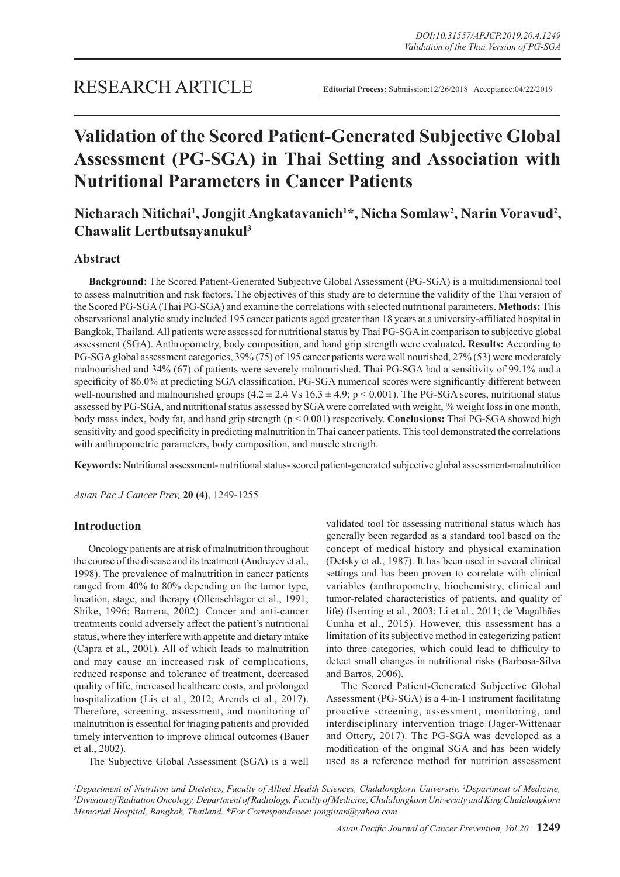RESEARCH ARTICLE

**Editorial Process:** Submission:12/26/2018 Acceptance:04/22/2019

# Validation of the Scored Patient-Generated Subjective Global Assessment (PG-SGA) in Thai Setting and Association with Nutritional Parameters in Cancer Patients

**Nicharach Nitichai[1], Jongjit Angkatavanich[1]*, Nicha Somlaw[2], Narin Voravud[2], Chawalit Lertbutsayanukul[3]**

## Abstract

**Background:** The Scored Patient-Generated Subjective Global Assessment (PG-SGA) is a multidimensional tool to assess malnutrition and risk factors. The objectives of this study are to determine the validity of the Thai version of the Scored PG-SGA (Thai PG-SGA) and examine the correlations with selected nutritional parameters. **Methods:** This observational analytic study included 195 cancer patients aged greater than 18 years at a university-affiliated hospital in Bangkok, Thailand. All patients were assessed for nutritional status by Thai PG-SGA in comparison to subjective global assessment (SGA). Anthropometry, body composition, and hand grip strength were evaluated**. Results:** According to PG-SGA global assessment categories, 39% (75) of 195 cancer patients were well nourished, 27% (53) were moderately malnourished and 34% (67) of patients were severely malnourished. Thai PG-SGA had a sensitivity of 99.1% and a specificity of 86.0% at predicting SGA classification. PG-SGA numerical scores were significantly different between well-nourished and malnourished groups ($4.2 \pm 2.4$ Vs $16.3 \pm 4.9$; $p < 0.001$). The PG-SGA scores, nutritional status assessed by PG-SGA, and nutritional status assessed by SGA were correlated with weight, % weight loss in one month, body mass index, body fat, and hand grip strength ($p < 0.001$) respectively. **Conclusions:** Thai PG-SGA showed high sensitivity and good specificity in predicting malnutrition in Thai cancer patients. This tool demonstrated the correlations with anthropometric parameters, body composition, and muscle strength.

**Keywords:** Nutritional assessment- nutritional status- scored patient-generated subjective global assessment-malnutrition

*Asian Pac J Cancer Prev,* **20 (4)**, 1249-1255

## Introduction

Oncology patients are at risk of malnutrition throughout the course of the disease and its treatment (Andreyev et al., 1998). The prevalence of malnutrition in cancer patients ranged from 40% to 80% depending on the tumor type, location, stage, and therapy (Ollenschläger et al., 1991; Shike, 1996; Barrera, 2002). Cancer and anti-cancer treatments could adversely affect the patient's nutritional status, where they interfere with appetite and dietary intake (Capra et al., 2001). All of which leads to malnutrition and may cause an increased risk of complications, reduced response and tolerance of treatment, decreased quality of life, increased healthcare costs, and prolonged hospitalization (Lis et al., 2012; Arends et al., 2017). Therefore, screening, assessment, and monitoring of malnutrition is essential for triaging patients and provided timely intervention to improve clinical outcomes (Bauer et al., 2002).

The Subjective Global Assessment (SGA) is a well validated tool for assessing nutritional status which has generally been regarded as a standard tool based on the concept of medical history and physical examination (Detsky et al., 1987). It has been used in several clinical settings and has been proven to correlate with clinical variables (anthropometry, biochemistry, clinical and tumor-related characteristics of patients, and quality of life) (Isenring et al., 2003; Li et al., 2011; de Magalhães Cunha et al., 2015). However, this assessment has a limitation of its subjective method in categorizing patient into three categories, which could lead to difficulty to detect small changes in nutritional risks (Barbosa-Silva and Barros, 2006).

The Scored Patient-Generated Subjective Global Assessment (PG-SGA) is a 4-in-1 instrument facilitating proactive screening, assessment, monitoring, and interdisciplinary intervention triage (Jager-Wittenaar and Ottery, 2017). The PG-SGA was developed as a modification of the original SGA and has been widely used as a reference method for nutrition assessment

[1]Department of Nutrition and Dietetics, Faculty of Allied Health Sciences, Chulalongkorn University, [2]Department of Medicine, [3]Division of Radiation Oncology, Department of Radiology, Faculty of Medicine, Chulalongkorn University and King Chulalongkorn Memorial Hospital, Bangkok, Thailand. *For Correspondence: jongjitan@yahoo.com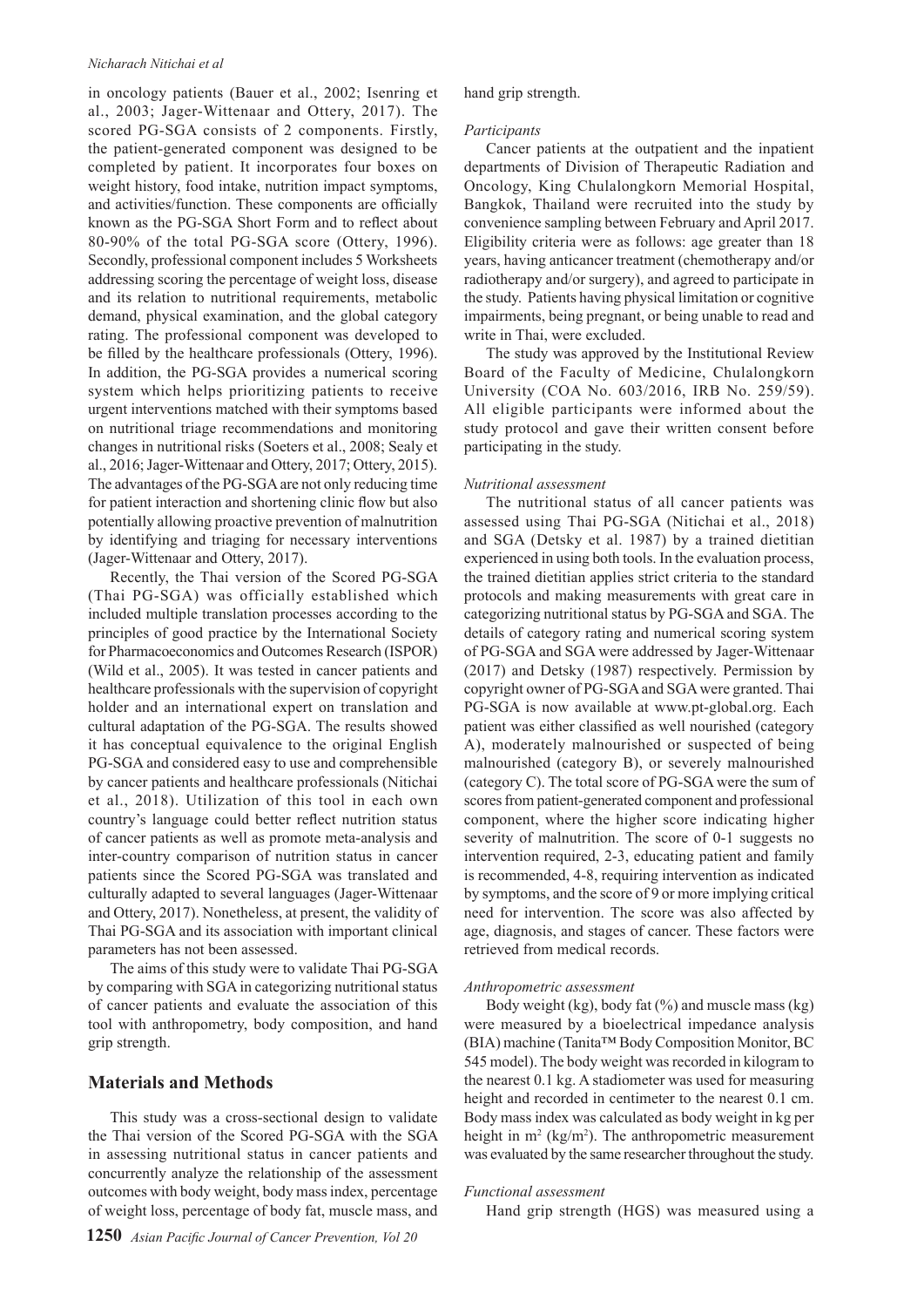in oncology patients (Bauer et al., 2002; Isenring et al., 2003; Jager-Wittenaar and Ottery, 2017). The scored PG-SGA consists of 2 components. Firstly, the patient-generated component was designed to be completed by patient. It incorporates four boxes on weight history, food intake, nutrition impact symptoms, and activities/function. These components are officially known as the PG-SGA Short Form and to reflect about 80-90% of the total PG-SGA score (Ottery, 1996). Secondly, professional component includes 5 Worksheets addressing scoring the percentage of weight loss, disease and its relation to nutritional requirements, metabolic demand, physical examination, and the global category rating. The professional component was developed to be filled by the healthcare professionals (Ottery, 1996). In addition, the PG-SGA provides a numerical scoring system which helps prioritizing patients to receive urgent interventions matched with their symptoms based on nutritional triage recommendations and monitoring changes in nutritional risks (Soeters et al., 2008; Sealy et al., 2016; Jager-Wittenaar and Ottery, 2017; Ottery, 2015). The advantages of the PG-SGA are not only reducing time for patient interaction and shortening clinic flow but also potentially allowing proactive prevention of malnutrition by identifying and triaging for necessary interventions (Jager-Wittenaar and Ottery, 2017).

Recently, the Thai version of the Scored PG-SGA (Thai PG-SGA) was officially established which included multiple translation processes according to the principles of good practice by the International Society for Pharmacoeconomics and Outcomes Research (ISPOR) (Wild et al., 2005). It was tested in cancer patients and healthcare professionals with the supervision of copyright holder and an international expert on translation and cultural adaptation of the PG-SGA. The results showed it has conceptual equivalence to the original English PG-SGA and considered easy to use and comprehensible by cancer patients and healthcare professionals (Nitichai et al., 2018). Utilization of this tool in each own country's language could better reflect nutrition status of cancer patients as well as promote meta-analysis and inter-country comparison of nutrition status in cancer patients since the Scored PG-SGA was translated and culturally adapted to several languages (Jager-Wittenaar and Ottery, 2017). Nonetheless, at present, the validity of Thai PG-SGA and its association with important clinical parameters has not been assessed.

The aims of this study were to validate Thai PG-SGA by comparing with SGA in categorizing nutritional status of cancer patients and evaluate the association of this tool with anthropometry, body composition, and hand grip strength.

## Materials and Methods

This study was a cross-sectional design to validate the Thai version of the Scored PG-SGA with the SGA in assessing nutritional status in cancer patients and concurrently analyze the relationship of the assessment outcomes with body weight, body mass index, percentage of weight loss, percentage of body fat, muscle mass, and hand grip strength.

*Participants*

Cancer patients at the outpatient and the inpatient departments of Division of Therapeutic Radiation and Oncology, King Chulalongkorn Memorial Hospital, Bangkok, Thailand were recruited into the study by convenience sampling between February and April 2017. Eligibility criteria were as follows: age greater than 18 years, having anticancer treatment (chemotherapy and/or radiotherapy and/or surgery), and agreed to participate in the study. Patients having physical limitation or cognitive impairments, being pregnant, or being unable to read and write in Thai, were excluded.

The study was approved by the Institutional Review Board of the Faculty of Medicine, Chulalongkorn University (COA No. 603/2016, IRB No. 259/59). All eligible participants were informed about the study protocol and gave their written consent before participating in the study.

*Nutritional assessment*

The nutritional status of all cancer patients was assessed using Thai PG-SGA (Nitichai et al., 2018) and SGA (Detsky et al. 1987) by a trained dietitian experienced in using both tools. In the evaluation process, the trained dietitian applies strict criteria to the standard protocols and making measurements with great care in categorizing nutritional status by PG-SGA and SGA. The details of category rating and numerical scoring system of PG-SGA and SGA were addressed by Jager-Wittenaar (2017) and Detsky (1987) respectively. Permission by copyright owner of PG-SGA and SGA were granted. Thai PG-SGA is now available at www.pt-global.org. Each patient was either classified as well nourished (category A), moderately malnourished or suspected of being malnourished (category B), or severely malnourished (category C). The total score of PG-SGA were the sum of scores from patient-generated component and professional component, where the higher score indicating higher severity of malnutrition. The score of 0-1 suggests no intervention required, 2-3, educating patient and family is recommended, 4-8, requiring intervention as indicated by symptoms, and the score of 9 or more implying critical need for intervention. The score was also affected by age, diagnosis, and stages of cancer. These factors were retrieved from medical records.

*Anthropometric assessment*

Body weight (kg), body fat (%) and muscle mass (kg) were measured by a bioelectrical impedance analysis (BIA) machine (Tanita™ Body Composition Monitor, BC 545 model). The body weight was recorded in kilogram to the nearest 0.1 kg. A stadiometer was used for measuring height and recorded in centimeter to the nearest 0.1 cm. Body mass index was calculated as body weight in kg per height in $m^2$ ($kg/m^2$). The anthropometric measurement was evaluated by the same researcher throughout the study.

*Functional assessment*

Hand grip strength (HGS) was measured using a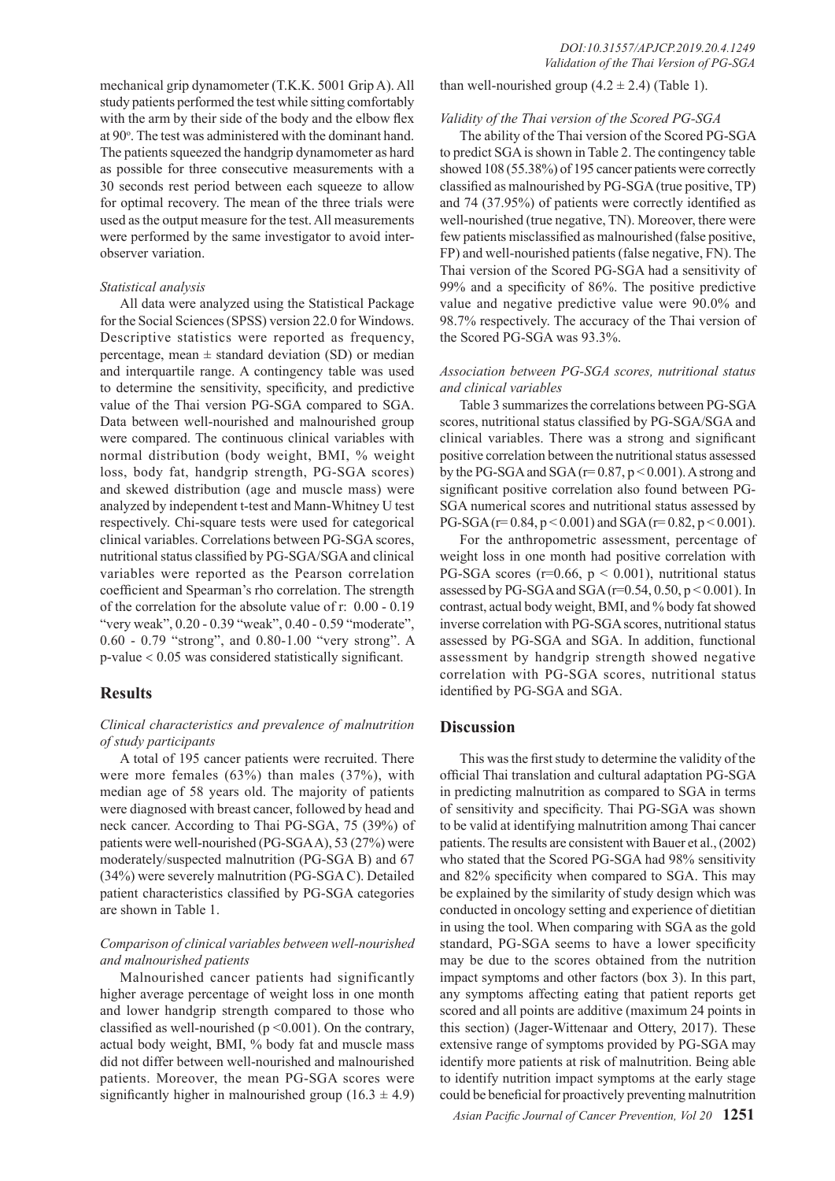mechanical grip dynamometer (T.K.K. 5001 Grip A). All study patients performed the test while sitting comfortably with the arm by their side of the body and the elbow flex at 90°. The test was administered with the dominant hand. The patients squeezed the handgrip dynamometer as hard as possible for three consecutive measurements with a 30 seconds rest period between each squeeze to allow for optimal recovery. The mean of the three trials were used as the output measure for the test. All measurements were performed by the same investigator to avoid inter-observer variation.

*Statistical analysis*

All data were analyzed using the Statistical Package for the Social Sciences (SPSS) version 22.0 for Windows. Descriptive statistics were reported as frequency, percentage, mean ± standard deviation (SD) or median and interquartile range. A contingency table was used to determine the sensitivity, specificity, and predictive value of the Thai version PG-SGA compared to SGA. Data between well-nourished and malnourished group were compared. The continuous clinical variables with normal distribution (body weight, BMI, % weight loss, body fat, handgrip strength, PG-SGA scores) and skewed distribution (age and muscle mass) were analyzed by independent t-test and Mann-Whitney U test respectively. Chi-square tests were used for categorical clinical variables. Correlations between PG-SGA scores, nutritional status classified by PG-SGA/SGA and clinical variables were reported as the Pearson correlation coefficient and Spearman's rho correlation. The strength of the correlation for the absolute value of r: 0.00 - 0.19 "very weak", 0.20 - 0.39 "weak", 0.40 - 0.59 "moderate", 0.60 - 0.79 "strong", and 0.80-1.00 "very strong". A p-value < 0.05 was considered statistically significant.

## Results

*Clinical characteristics and prevalence of malnutrition of study participants*

A total of 195 cancer patients were recruited. There were more females (63%) than males (37%), with median age of 58 years old. The majority of patients were diagnosed with breast cancer, followed by head and neck cancer. According to Thai PG-SGA, 75 (39%) of patients were well-nourished (PG-SGA A), 53 (27%) were moderately/suspected malnutrition (PG-SGA B) and 67 (34%) were severely malnutrition (PG-SGA C). Detailed patient characteristics classified by PG-SGA categories are shown in Table 1.

*Comparison of clinical variables between well-nourished and malnourished patients*

Malnourished cancer patients had significantly higher average percentage of weight loss in one month and lower handgrip strength compared to those who classified as well-nourished (p <0.001). On the contrary, actual body weight, BMI, % body fat and muscle mass did not differ between well-nourished and malnourished patients. Moreover, the mean PG-SGA scores were significantly higher in malnourished group (16.3 ± 4.9) than well-nourished group (4.2 ± 2.4) (Table 1).

*Validity of the Thai version of the Scored PG-SGA*

The ability of the Thai version of the Scored PG-SGA to predict SGA is shown in Table 2. The contingency table showed 108 (55.38%) of 195 cancer patients were correctly classified as malnourished by PG-SGA (true positive, TP) and 74 (37.95%) of patients were correctly identified as well-nourished (true negative, TN). Moreover, there were few patients misclassified as malnourished (false positive, FP) and well-nourished patients (false negative, FN). The Thai version of the Scored PG-SGA had a sensitivity of 99% and a specificity of 86%. The positive predictive value and negative predictive value were 90.0% and 98.7% respectively. The accuracy of the Thai version of the Scored PG-SGA was 93.3%.

*Association between PG-SGA scores, nutritional status and clinical variables*

Table 3 summarizes the correlations between PG-SGA scores, nutritional status classified by PG-SGA/SGA and clinical variables. There was a strong and significant positive correlation between the nutritional status assessed by the PG-SGA and SGA (r= 0.87, p < 0.001). A strong and significant positive correlation also found between PG-SGA numerical scores and nutritional status assessed by PG-SGA (r= 0.84, p < 0.001) and SGA (r= 0.82, p < 0.001).

For the anthropometric assessment, percentage of weight loss in one month had positive correlation with PG-SGA scores (r=0.66, p < 0.001), nutritional status assessed by PG-SGA and SGA (r=0.54, 0.50, p < 0.001). In contrast, actual body weight, BMI, and % body fat showed inverse correlation with PG-SGA scores, nutritional status assessed by PG-SGA and SGA. In addition, functional assessment by handgrip strength showed negative correlation with PG-SGA scores, nutritional status identified by PG-SGA and SGA.

## Discussion

This was the first study to determine the validity of the official Thai translation and cultural adaptation PG-SGA in predicting malnutrition as compared to SGA in terms of sensitivity and specificity. Thai PG-SGA was shown to be valid at identifying malnutrition among Thai cancer patients. The results are consistent with Bauer et al., (2002) who stated that the Scored PG-SGA had 98% sensitivity and 82% specificity when compared to SGA. This may be explained by the similarity of study design which was conducted in oncology setting and experience of dietitian in using the tool. When comparing with SGA as the gold standard, PG-SGA seems to have a lower specificity may be due to the scores obtained from the nutrition impact symptoms and other factors (box 3). In this part, any symptoms affecting eating that patient reports get scored and all points are additive (maximum 24 points in this section) (Jager-Wittenaar and Ottery, 2017). These extensive range of symptoms provided by PG-SGA may identify more patients at risk of malnutrition. Being able to identify nutrition impact symptoms at the early stage could be beneficial for proactively preventing malnutrition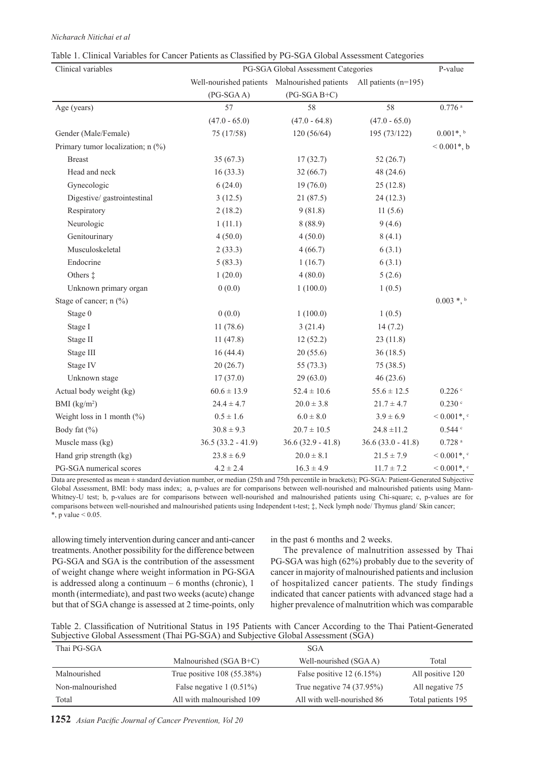Table 1. Clinical Variables for Cancer Patients as Classified by PG-SGA Global Assessment Categories

| Clinical variables | PG-SGA Global Assessment Categories | | | P-value |
|---|---|---|---|---|
| | Well-nourished patients (PG-SGA A) | Malnourished patients (PG-SGA B+C) | All patients (n=195) | |
| Age (years) | 57 (47.0 - 65.0) | 58 (47.0 - 64.8) | 58 (47.0 - 65.0) | 0.776 [a] |
| Gender (Male/Female) | 75 (17/58) | 120 (56/64) | 195 (73/122) | 0.001*, [b] |
| Primary tumor localization; n (%) | | | | < 0.001*, b |
| Breast | 35 (67.3) | 17 (32.7) | 52 (26.7) | |
| Head and neck | 16 (33.3) | 32 (66.7) | 48 (24.6) | |
| Gynecologic | 6 (24.0) | 19 (76.0) | 25 (12.8) | |
| Digestive/ gastrointestinal | 3 (12.5) | 21 (87.5) | 24 (12.3) | |
| Respiratory | 2 (18.2) | 9 (81.8) | 11 (5.6) | |
| Neurologic | 1 (11.1) | 8 (88.9) | 9 (4.6) | |
| Genitourinary | 4 (50.0) | 4 (50.0) | 8 (4.1) | |
| Musculoskeletal | 2 (33.3) | 4 (66.7) | 6 (3.1) | |
| Endocrine | 5 (83.3) | 1 (16.7) | 6 (3.1) | |
| Others ‡ | 1 (20.0) | 4 (80.0) | 5 (2.6) | |
| Unknown primary organ | 0 (0.0) | 1 (100.0) | 1 (0.5) | |
| Stage of cancer; n (%) | | | | 0.003 *, [b] |
| Stage 0 | 0 (0.0) | 1 (100.0) | 1 (0.5) | |
| Stage I | 11 (78.6) | 3 (21.4) | 14 (7.2) | |
| Stage II | 11 (47.8) | 12 (52.2) | 23 (11.8) | |
| Stage III | 16 (44.4) | 20 (55.6) | 36 (18.5) | |
| Stage IV | 20 (26.7) | 55 (73.3) | 75 (38.5) | |
| Unknown stage | 17 (37.0) | 29 (63.0) | 46 (23.6) | |
| Actual body weight (kg) | 60.6 ± 13.9 | 52.4 ± 10.6 | 55.6 ± 12.5 | 0.226 [c] |
| BMI (kg/m$^2$) | 24.4 ± 4.7 | 20.0 ± 3.8 | 21.7 ± 4.7 | 0.230 [c] |
| Weight loss in 1 month (%) | 0.5 ± 1.6 | 6.0 ± 8.0 | 3.9 ± 6.9 | < 0.001*, [c] |
| Body fat (%) | 30.8 ± 9.3 | 20.7 ± 10.5 | 24.8 ±11.2 | 0.544 [c] |
| Muscle mass (kg) | 36.5 (33.2 - 41.9) | 36.6 (32.9 - 41.8) | 36.6 (33.0 - 41.8) | 0.728 [a] |
| Hand grip strength (kg) | 23.8 ± 6.9 | 20.0 ± 8.1 | 21.5 ± 7.9 | < 0.001*, [c] |
| PG-SGA numerical scores | 4.2 ± 2.4 | 16.3 ± 4.9 | 11.7 ± 7.2 | < 0.001*, [c] |

Data are presented as mean ± standard deviation number, or median (25th and 75th percentile in brackets); PG-SGA: Patient-Generated Subjective Global Assessment, BMI: body mass index; a, p-values are for comparisons between well-nourished and malnourished patients using Mann-Whitney-U test; b, p-values are for comparisons between well-nourished and malnourished patients using Chi-square; c, p-values are for comparisons between well-nourished and malnourished patients using Independent t-test; ‡, Neck lymph node/ Thymus gland/ Skin cancer; *, p value < 0.05.

allowing timely intervention during cancer and anti-cancer treatments. Another possibility for the difference between PG-SGA and SGA is the contribution of the assessment of weight change where weight information in PG-SGA is addressed along a continuum – 6 months (chronic), 1 month (intermediate), and past two weeks (acute) change but that of SGA change is assessed at 2 time-points, only in the past 6 months and 2 weeks.

The prevalence of malnutrition assessed by Thai PG-SGA was high (62%) probably due to the severity of cancer in majority of malnourished patients and inclusion of hospitalized cancer patients. The study findings indicated that cancer patients with advanced stage had a higher prevalence of malnutrition which was comparable

Table 2. Classification of Nutritional Status in 195 Patients with Cancer According to the Thai Patient-Generated Subjective Global Assessment (Thai PG-SGA) and Subjective Global Assessment (SGA)

| Thai PG-SGA | SGA | | |
|---|---|---|---|
| | Malnourished (SGA B+C) | Well-nourished (SGA A) | Total |
| Malnourished | True positive 108 (55.38%) | False positive 12 (6.15%) | All positive 120 |
| Non-malnourished | False negative 1 (0.51%) | True negative 74 (37.95%) | All negative 75 |
| Total | All with malnourished 109 | All with well-nourished 86 | Total patients 195 |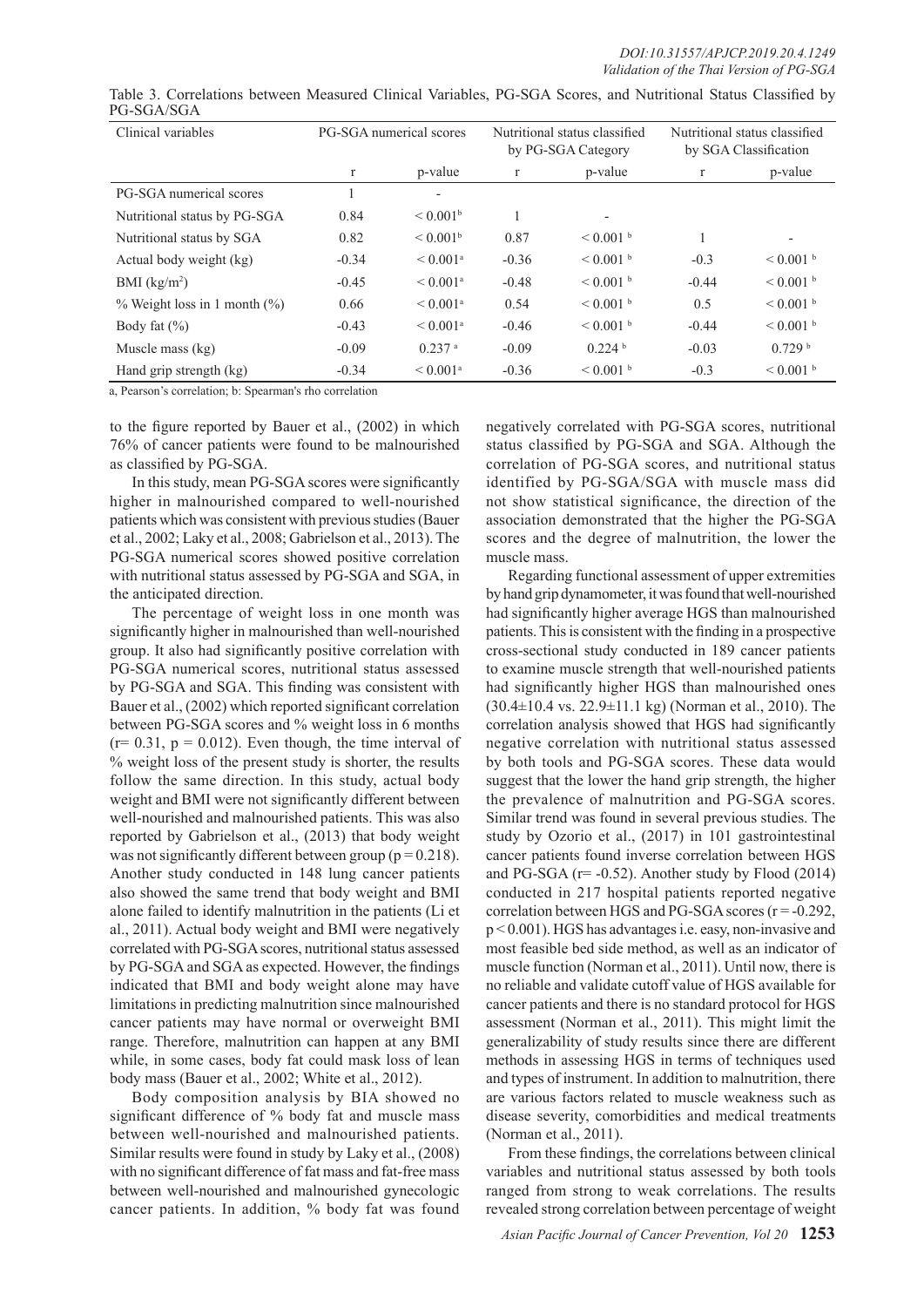Table 3. Correlations between Measured Clinical Variables, PG-SGA Scores, and Nutritional Status Classified by PG-SGA/SGA

| Clinical variables | PG-SGA numerical scores | | Nutritional status classified by PG-SGA Category | | Nutritional status classified by SGA Classification | |
|---|---|---|---|---|---|---|
| | r | p-value | r | p-value | r | p-value |
| PG-SGA numerical scores | 1 | - | | | | |
| Nutritional status by PG-SGA | 0.84 | < 0.001[b] | 1 | - | | |
| Nutritional status by SGA | 0.82 | < 0.001[b] | 0.87 | < 0.001[b] | 1 | - |
| Actual body weight (kg) | -0.34 | < 0.001[a] | -0.36 | < 0.001[b] | -0.3 | < 0.001[b] |
| BMI ($kg/m^2$) | -0.45 | < 0.001[a] | -0.48 | < 0.001[b] | -0.44 | < 0.001[b] |
| % Weight loss in 1 month (%) | 0.66 | < 0.001[a] | 0.54 | < 0.001[b] | 0.5 | < 0.001[b] |
| Body fat (%) | -0.43 | < 0.001[a] | -0.46 | < 0.001[b] | -0.44 | < 0.001[b] |
| Muscle mass (kg) | -0.09 | 0.237[a] | -0.09 | 0.224[b] | -0.03 | 0.729[b] |
| Hand grip strength (kg) | -0.34 | < 0.001[a] | -0.36 | < 0.001[b] | -0.3 | < 0.001[b] |

a, Pearson's correlation; b: Spearman's rho correlation

to the figure reported by Bauer et al., (2002) in which 76% of cancer patients were found to be malnourished as classified by PG-SGA.

In this study, mean PG-SGA scores were significantly higher in malnourished compared to well-nourished patients which was consistent with previous studies (Bauer et al., 2002; Laky et al., 2008; Gabrielson et al., 2013). The PG-SGA numerical scores showed positive correlation with nutritional status assessed by PG-SGA and SGA, in the anticipated direction.

The percentage of weight loss in one month was significantly higher in malnourished than well-nourished group. It also had significantly positive correlation with PG-SGA numerical scores, nutritional status assessed by PG-SGA and SGA. This finding was consistent with Bauer et al., (2002) which reported significant correlation between PG-SGA scores and % weight loss in 6 months ($r = 0.31$, $p = 0.012$). Even though, the time interval of % weight loss of the present study is shorter, the results follow the same direction. In this study, actual body weight and BMI were not significantly different between well-nourished and malnourished patients. This was also reported by Gabrielson et al., (2013) that body weight was not significantly different between group ($p = 0.218$). Another study conducted in 148 lung cancer patients also showed the same trend that body weight and BMI alone failed to identify malnutrition in the patients (Li et al., 2011). Actual body weight and BMI were negatively correlated with PG-SGA scores, nutritional status assessed by PG-SGA and SGA as expected. However, the findings indicated that BMI and body weight alone may have limitations in predicting malnutrition since malnourished cancer patients may have normal or overweight BMI range. Therefore, malnutrition can happen at any BMI while, in some cases, body fat could mask loss of lean body mass (Bauer et al., 2002; White et al., 2012).

Body composition analysis by BIA showed no significant difference of % body fat and muscle mass between well-nourished and malnourished patients. Similar results were found in study by Laky et al., (2008) with no significant difference of fat mass and fat-free mass between well-nourished and malnourished gynecologic cancer patients. In addition, % body fat was found negatively correlated with PG-SGA scores, nutritional status classified by PG-SGA and SGA. Although the correlation of PG-SGA scores, and nutritional status identified by PG-SGA/SGA with muscle mass did not show statistical significance, the direction of the association demonstrated that the higher the PG-SGA scores and the degree of malnutrition, the lower the muscle mass.

Regarding functional assessment of upper extremities by hand grip dynamometer, it was found that well-nourished had significantly higher average HGS than malnourished patients. This is consistent with the finding in a prospective cross-sectional study conducted in 189 cancer patients to examine muscle strength that well-nourished patients had significantly higher HGS than malnourished ones (30.4±10.4 vs. 22.9±11.1 kg) (Norman et al., 2010). The correlation analysis showed that HGS had significantly negative correlation with nutritional status assessed by both tools and PG-SGA scores. These data would suggest that the lower the hand grip strength, the higher the prevalence of malnutrition and PG-SGA scores. Similar trend was found in several previous studies. The study by Ozorio et al., (2017) in 101 gastrointestinal cancer patients found inverse correlation between HGS and PG-SGA ($r = -0.52$). Another study by Flood (2014) conducted in 217 hospital patients reported negative correlation between HGS and PG-SGA scores ($r = -0.292$, $p < 0.001$). HGS has advantages i.e. easy, non-invasive and most feasible bed side method, as well as an indicator of muscle function (Norman et al., 2011). Until now, there is no reliable and validate cutoff value of HGS available for cancer patients and there is no standard protocol for HGS assessment (Norman et al., 2011). This might limit the generalizability of study results since there are different methods in assessing HGS in terms of techniques used and types of instrument. In addition to malnutrition, there are various factors related to muscle weakness such as disease severity, comorbidities and medical treatments (Norman et al., 2011).

From these findings, the correlations between clinical variables and nutritional status assessed by both tools ranged from strong to weak correlations. The results revealed strong correlation between percentage of weight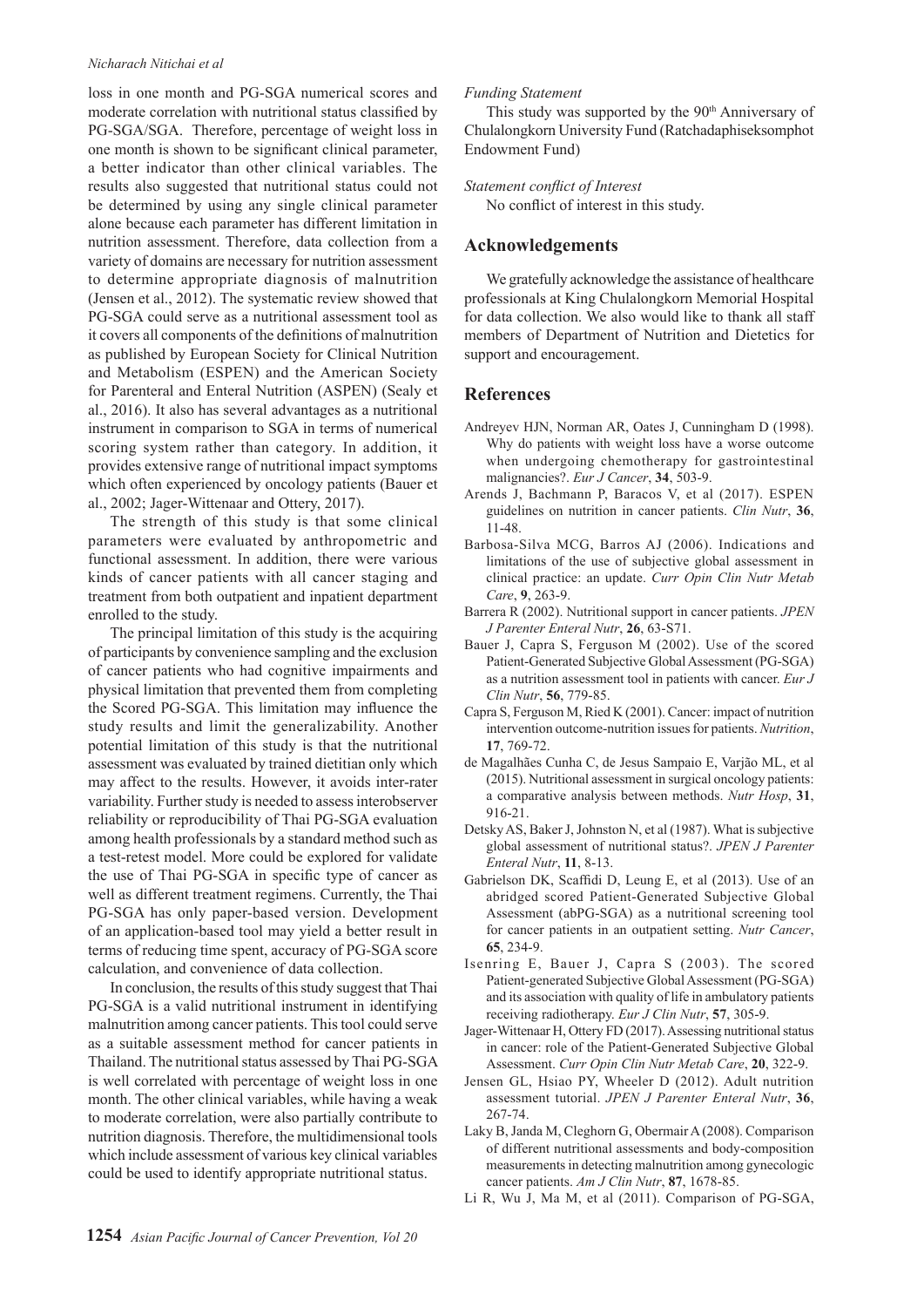loss in one month and PG-SGA numerical scores and moderate correlation with nutritional status classified by PG-SGA/SGA. Therefore, percentage of weight loss in one month is shown to be significant clinical parameter, a better indicator than other clinical variables. The results also suggested that nutritional status could not be determined by using any single clinical parameter alone because each parameter has different limitation in nutrition assessment. Therefore, data collection from a variety of domains are necessary for nutrition assessment to determine appropriate diagnosis of malnutrition (Jensen et al., 2012). The systematic review showed that PG-SGA could serve as a nutritional assessment tool as it covers all components of the definitions of malnutrition as published by European Society for Clinical Nutrition and Metabolism (ESPEN) and the American Society for Parenteral and Enteral Nutrition (ASPEN) (Sealy et al., 2016). It also has several advantages as a nutritional instrument in comparison to SGA in terms of numerical scoring system rather than category. In addition, it provides extensive range of nutritional impact symptoms which often experienced by oncology patients (Bauer et al., 2002; Jager-Wittenaar and Ottery, 2017).

The strength of this study is that some clinical parameters were evaluated by anthropometric and functional assessment. In addition, there were various kinds of cancer patients with all cancer staging and treatment from both outpatient and inpatient department enrolled to the study.

The principal limitation of this study is the acquiring of participants by convenience sampling and the exclusion of cancer patients who had cognitive impairments and physical limitation that prevented them from completing the Scored PG-SGA. This limitation may influence the study results and limit the generalizability. Another potential limitation of this study is that the nutritional assessment was evaluated by trained dietitian only which may affect to the results. However, it avoids inter-rater variability. Further study is needed to assess interobserver reliability or reproducibility of Thai PG-SGA evaluation among health professionals by a standard method such as a test-retest model. More could be explored for validate the use of Thai PG-SGA in specific type of cancer as well as different treatment regimens. Currently, the Thai PG-SGA has only paper-based version. Development of an application-based tool may yield a better result in terms of reducing time spent, accuracy of PG-SGA score calculation, and convenience of data collection.

In conclusion, the results of this study suggest that Thai PG-SGA is a valid nutritional instrument in identifying malnutrition among cancer patients. This tool could serve as a suitable assessment method for cancer patients in Thailand. The nutritional status assessed by Thai PG-SGA is well correlated with percentage of weight loss in one month. The other clinical variables, while having a weak to moderate correlation, were also partially contribute to nutrition diagnosis. Therefore, the multidimensional tools which include assessment of various key clinical variables could be used to identify appropriate nutritional status.

*Funding Statement*

This study was supported by the 90th Anniversary of Chulalongkorn University Fund (Ratchadaphiseksomphot Endowment Fund)

*Statement conflict of Interest*

No conflict of interest in this study.

## Acknowledgements

We gratefully acknowledge the assistance of healthcare professionals at King Chulalongkorn Memorial Hospital for data collection. We also would like to thank all staff members of Department of Nutrition and Dietetics for support and encouragement.

## References

Andreyev HJN, Norman AR, Oates J, Cunningham D (1998). Why do patients with weight loss have a worse outcome when undergoing chemotherapy for gastrointestinal malignancies?. *Eur J Cancer*, **34**, 503-9.

Arends J, Bachmann P, Baracos V, et al (2017). ESPEN guidelines on nutrition in cancer patients. *Clin Nutr*, **36**, 11-48.

Barbosa-Silva MCG, Barros AJ (2006). Indications and limitations of the use of subjective global assessment in clinical practice: an update. *Curr Opin Clin Nutr Metab Care*, **9**, 263-9.

Barrera R (2002). Nutritional support in cancer patients. *JPEN J Parenter Enteral Nutr*, **26**, 63-S71.

Bauer J, Capra S, Ferguson M (2002). Use of the scored Patient-Generated Subjective Global Assessment (PG-SGA) as a nutrition assessment tool in patients with cancer. *Eur J Clin Nutr*, **56**, 779-85.

Capra S, Ferguson M, Ried K (2001). Cancer: impact of nutrition intervention outcome-nutrition issues for patients. *Nutrition*, **17**, 769-72.

de Magalhães Cunha C, de Jesus Sampaio E, Varjão ML, et al (2015). Nutritional assessment in surgical oncology patients: a comparative analysis between methods. *Nutr Hosp*, **31**, 916-21.

Detsky AS, Baker J, Johnston N, et al (1987). What is subjective global assessment of nutritional status?. *JPEN J Parenter Enteral Nutr*, **11**, 8-13.

Gabrielson DK, Scaffidi D, Leung E, et al (2013). Use of an abridged scored Patient-Generated Subjective Global Assessment (abPG-SGA) as a nutritional screening tool for cancer patients in an outpatient setting. *Nutr Cancer*, **65**, 234-9.

Isenring E, Bauer J, Capra S (2003). The scored Patient-generated Subjective Global Assessment (PG-SGA) and its association with quality of life in ambulatory patients receiving radiotherapy. *Eur J Clin Nutr*, **57**, 305-9.

Jager-Wittenaar H, Ottery FD (2017). Assessing nutritional status in cancer: role of the Patient-Generated Subjective Global Assessment. *Curr Opin Clin Nutr Metab Care*, **20**, 322-9.

Jensen GL, Hsiao PY, Wheeler D (2012). Adult nutrition assessment tutorial. *JPEN J Parenter Enteral Nutr*, **36**, 267-74.

Laky B, Janda M, Cleghorn G, Obermair A (2008). Comparison of different nutritional assessments and body-composition measurements in detecting malnutrition among gynecologic cancer patients. *Am J Clin Nutr*, **87**, 1678-85.

Li R, Wu J, Ma M, et al (2011). Comparison of PG-SGA,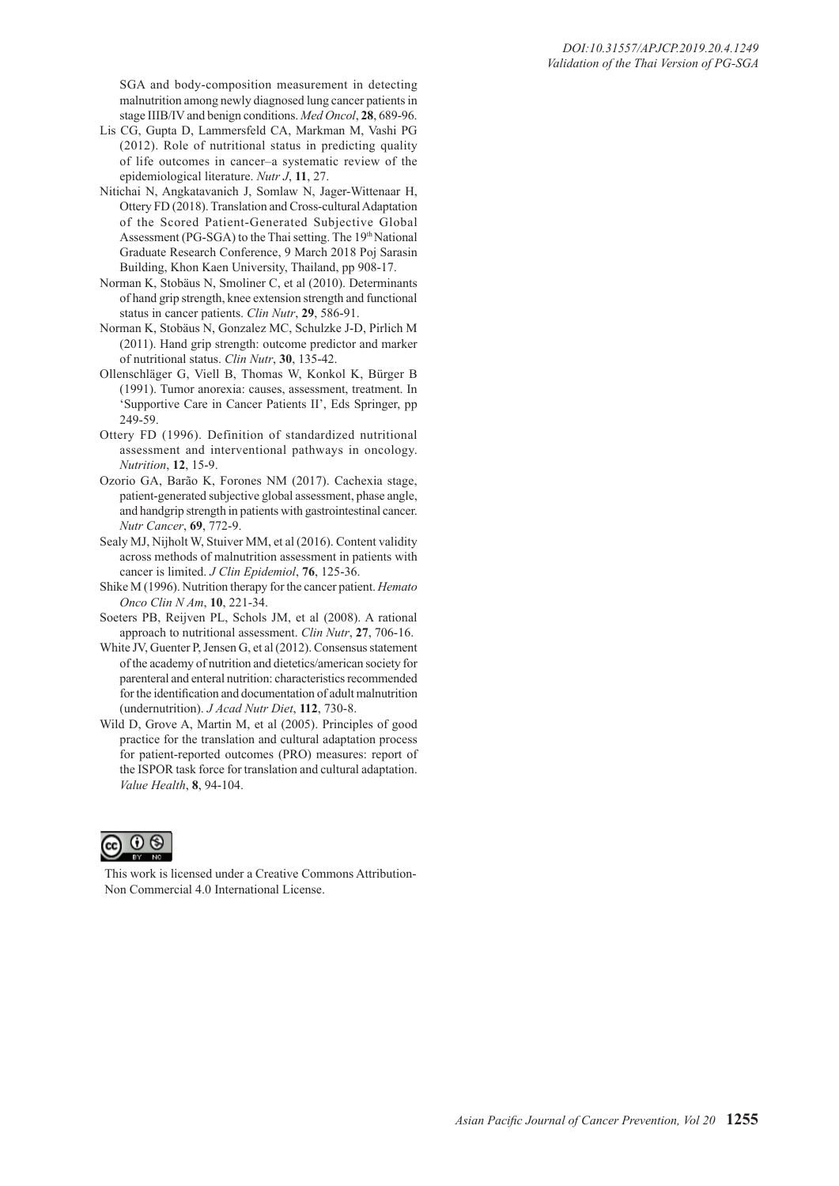SGA and body-composition measurement in detecting malnutrition among newly diagnosed lung cancer patients in stage IIIB/IV and benign conditions. *Med Oncol*, **28**, 689-96.

Lis CG, Gupta D, Lammersfeld CA, Markman M, Vashi PG (2012). Role of nutritional status in predicting quality of life outcomes in cancer–a systematic review of the epidemiological literature. *Nutr J*, **11**, 27.

Nitichai N, Angkatavanich J, Somlaw N, Jager-Wittenaar H, Ottery FD (2018). Translation and Cross-cultural Adaptation of the Scored Patient-Generated Subjective Global Assessment (PG-SGA) to the Thai setting. The 19th National Graduate Research Conference, 9 March 2018 Poj Sarasin Building, Khon Kaen University, Thailand, pp 908-17.

Norman K, Stobäus N, Smoliner C, et al (2010). Determinants of hand grip strength, knee extension strength and functional status in cancer patients. *Clin Nutr*, **29**, 586-91.

Norman K, Stobäus N, Gonzalez MC, Schulzke J-D, Pirlich M (2011). Hand grip strength: outcome predictor and marker of nutritional status. *Clin Nutr*, **30**, 135-42.

Ollenschläger G, Viell B, Thomas W, Konkol K, Bürger B (1991). Tumor anorexia: causes, assessment, treatment. In 'Supportive Care in Cancer Patients II', Eds Springer, pp 249-59.

Ottery FD (1996). Definition of standardized nutritional assessment and interventional pathways in oncology. *Nutrition*, **12**, 15-9.

Ozorio GA, Barão K, Forones NM (2017). Cachexia stage, patient-generated subjective global assessment, phase angle, and handgrip strength in patients with gastrointestinal cancer. *Nutr Cancer*, **69**, 772-9.

Sealy MJ, Nijholt W, Stuiver MM, et al (2016). Content validity across methods of malnutrition assessment in patients with cancer is limited. *J Clin Epidemiol*, **76**, 125-36.

Shike M (1996). Nutrition therapy for the cancer patient. *Hemato Onco Clin N Am*, **10**, 221-34.

Soeters PB, Reijven PL, Schols JM, et al (2008). A rational approach to nutritional assessment. *Clin Nutr*, **27**, 706-16.

White JV, Guenter P, Jensen G, et al (2012). Consensus statement of the academy of nutrition and dietetics/american society for parenteral and enteral nutrition: characteristics recommended for the identification and documentation of adult malnutrition (undernutrition). *J Acad Nutr Diet*, **112**, 730-8.

Wild D, Grove A, Martin M, et al (2005). Principles of good practice for the translation and cultural adaptation process for patient-reported outcomes (PRO) measures: report of the ISPOR task force for translation and cultural adaptation. *Value Health*, **8**, 94-104.

This work is licensed under a Creative Commons Attribution-Non Commercial 4.0 International License.